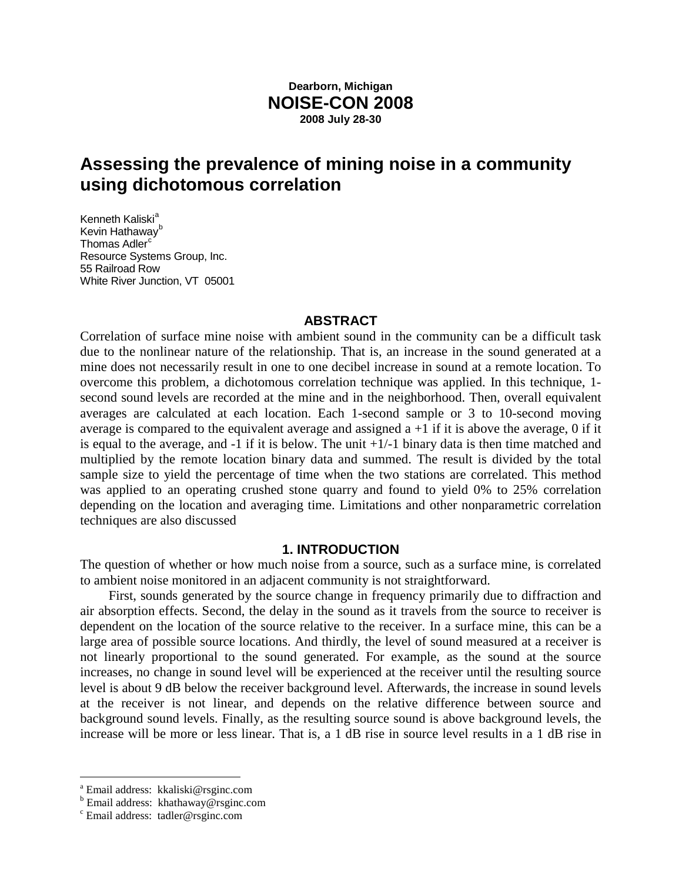**Dearborn, Michigan**
**NOISE-CON 2008**
**2008 July 28-30**

# Assessing the prevalence of mining noise in a community using dichotomous correlation

Kenneth Kaliski[a]
Kevin Hathaway[b]
Thomas Adler[c]
Resource Systems Group, Inc.
55 Railroad Row
White River Junction, VT 05001

## ABSTRACT

Correlation of surface mine noise with ambient sound in the community can be a difficult task due to the nonlinear nature of the relationship. That is, an increase in the sound generated at a mine does not necessarily result in one to one decibel increase in sound at a remote location. To overcome this problem, a dichotomous correlation technique was applied. In this technique, 1-second sound levels are recorded at the mine and in the neighborhood. Then, overall equivalent averages are calculated at each location. Each 1-second sample or 3 to 10-second moving average is compared to the equivalent average and assigned a +1 if it is above the average, 0 if it is equal to the average, and -1 if it is below. The unit +1/-1 binary data is then time matched and multiplied by the remote location binary data and summed. The result is divided by the total sample size to yield the percentage of time when the two stations are correlated. This method was applied to an operating crushed stone quarry and found to yield 0% to 25% correlation depending on the location and averaging time. Limitations and other nonparametric correlation techniques are also discussed

## 1. INTRODUCTION

The question of whether or how much noise from a source, such as a surface mine, is correlated to ambient noise monitored in an adjacent community is not straightforward.

First, sounds generated by the source change in frequency primarily due to diffraction and air absorption effects. Second, the delay in the sound as it travels from the source to receiver is dependent on the location of the source relative to the receiver. In a surface mine, this can be a large area of possible source locations. And thirdly, the level of sound measured at a receiver is not linearly proportional to the sound generated. For example, as the sound at the source increases, no change in sound level will be experienced at the receiver until the resulting source level is about 9 dB below the receiver background level. Afterwards, the increase in sound levels at the receiver is not linear, and depends on the relative difference between source and background sound levels. Finally, as the resulting source sound is above background levels, the increase will be more or less linear. That is, a 1 dB rise in source level results in a 1 dB rise in

---

[a] Email address: kkaliski@rsginc.com
[b] Email address: khathaway@rsginc.com
[c] Email address: tadler@rsginc.com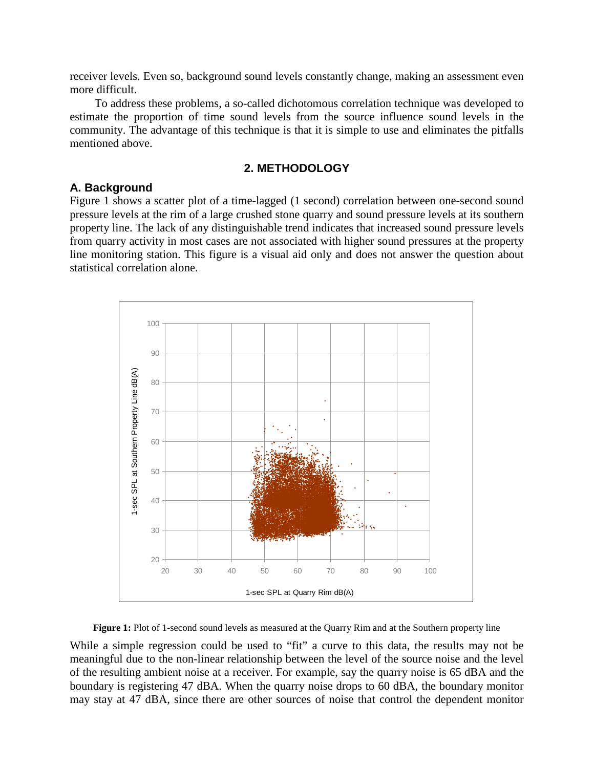receiver levels. Even so, background sound levels constantly change, making an assessment even more difficult.

To address these problems, a so-called dichotomous correlation technique was developed to estimate the proportion of time sound levels from the source influence sound levels in the community. The advantage of this technique is that it is simple to use and eliminates the pitfalls mentioned above.

## 2. METHODOLOGY

### A. Background

Figure 1 shows a scatter plot of a time-lagged (1 second) correlation between one-second sound pressure levels at the rim of a large crushed stone quarry and sound pressure levels at its southern property line. The lack of any distinguishable trend indicates that increased sound pressure levels from quarry activity in most cases are not associated with higher sound pressures at the property line monitoring station. This figure is a visual aid only and does not answer the question about statistical correlation alone.

**Figure 1:** Plot of 1-second sound levels as measured at the Quarry Rim and at the Southern property line

While a simple regression could be used to "fit" a curve to this data, the results may not be meaningful due to the non-linear relationship between the level of the source noise and the level of the resulting ambient noise at a receiver. For example, say the quarry noise is 65 dBA and the boundary is registering 47 dBA. When the quarry noise drops to 60 dBA, the boundary monitor may stay at 47 dBA, since there are other sources of noise that control the dependent monitor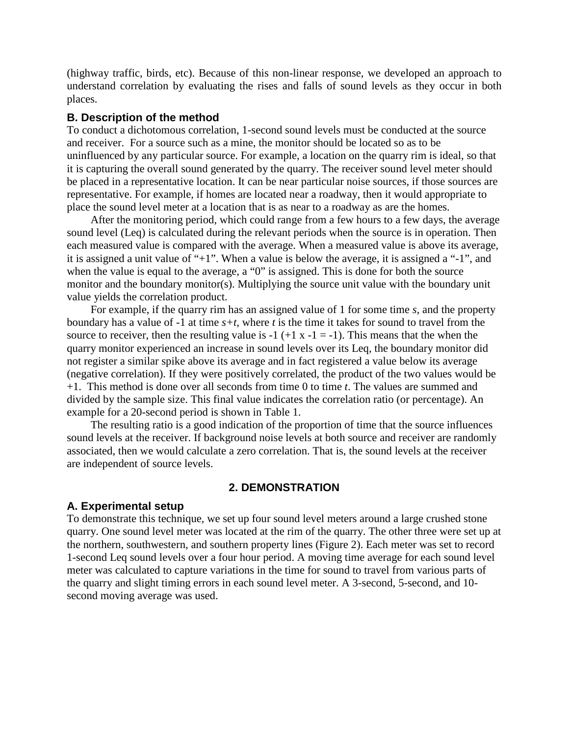(highway traffic, birds, etc). Because of this non-linear response, we developed an approach to understand correlation by evaluating the rises and falls of sound levels as they occur in both places.

### B. Description of the method

To conduct a dichotomous correlation, 1-second sound levels must be conducted at the source and receiver. For a source such as a mine, the monitor should be located so as to be uninfluenced by any particular source. For example, a location on the quarry rim is ideal, so that it is capturing the overall sound generated by the quarry. The receiver sound level meter should be placed in a representative location. It can be near particular noise sources, if those sources are representative. For example, if homes are located near a roadway, then it would appropriate to place the sound level meter at a location that is as near to a roadway as are the homes.

After the monitoring period, which could range from a few hours to a few days, the average sound level (Leq) is calculated during the relevant periods when the source is in operation. Then each measured value is compared with the average. When a measured value is above its average, it is assigned a unit value of "+1". When a value is below the average, it is assigned a "-1", and when the value is equal to the average, a "0" is assigned. This is done for both the source monitor and the boundary monitor(s). Multiplying the source unit value with the boundary unit value yields the correlation product.

For example, if the quarry rim has an assigned value of 1 for some time *s*, and the property boundary has a value of -1 at time *s+t*, where *t* is the time it takes for sound to travel from the source to receiver, then the resulting value is -1 (+1 x -1 = -1). This means that the when the quarry monitor experienced an increase in sound levels over its Leq, the boundary monitor did not register a similar spike above its average and in fact registered a value below its average (negative correlation). If they were positively correlated, the product of the two values would be +1. This method is done over all seconds from time 0 to time *t*. The values are summed and divided by the sample size. This final value indicates the correlation ratio (or percentage). An example for a 20-second period is shown in Table 1.

The resulting ratio is a good indication of the proportion of time that the source influences sound levels at the receiver. If background noise levels at both source and receiver are randomly associated, then we would calculate a zero correlation. That is, the sound levels at the receiver are independent of source levels.

## 2. DEMONSTRATION

### A. Experimental setup

To demonstrate this technique, we set up four sound level meters around a large crushed stone quarry. One sound level meter was located at the rim of the quarry. The other three were set up at the northern, southwestern, and southern property lines (Figure 2). Each meter was set to record 1-second Leq sound levels over a four hour period. A moving time average for each sound level meter was calculated to capture variations in the time for sound to travel from various parts of the quarry and slight timing errors in each sound level meter. A 3-second, 5-second, and 10-second moving average was used.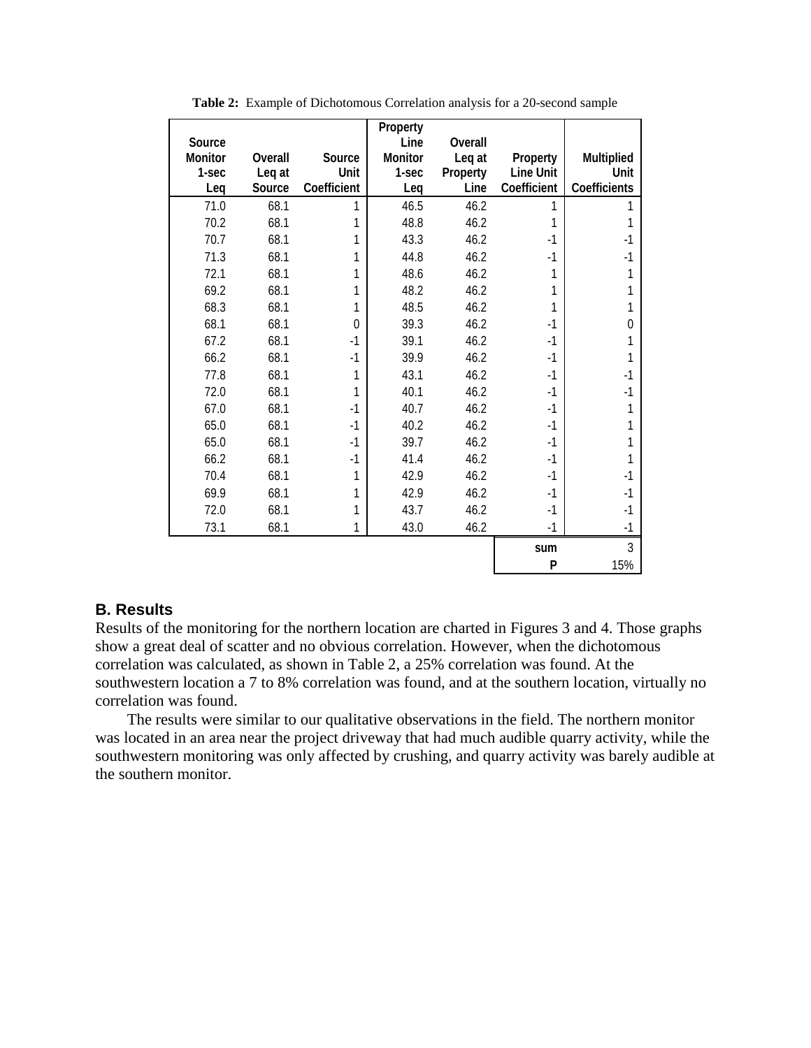**Table 2:** Example of Dichotomous Correlation analysis for a 20-second sample

| Source Monitor 1-sec Leq | Overall Leq at Source | Source Unit Coefficient | Property Line Monitor 1-sec Leq | Overall Leq at Property Line | Property Line Unit Coefficient | Multiplied Unit Coefficients |
|---|---|---|---|---|---|---|
| 71.0 | 68.1 | 1 | 46.5 | 46.2 | 1 | 1 |
| 70.2 | 68.1 | 1 | 48.8 | 46.2 | 1 | 1 |
| 70.7 | 68.1 | 1 | 43.3 | 46.2 | -1 | -1 |
| 71.3 | 68.1 | 1 | 44.8 | 46.2 | -1 | -1 |
| 72.1 | 68.1 | 1 | 48.6 | 46.2 | 1 | 1 |
| 69.2 | 68.1 | 1 | 48.2 | 46.2 | 1 | 1 |
| 68.3 | 68.1 | 1 | 48.5 | 46.2 | 1 | 1 |
| 68.1 | 68.1 | 0 | 39.3 | 46.2 | -1 | 0 |
| 67.2 | 68.1 | -1 | 39.1 | 46.2 | -1 | 1 |
| 66.2 | 68.1 | -1 | 39.9 | 46.2 | -1 | 1 |
| 77.8 | 68.1 | 1 | 43.1 | 46.2 | -1 | -1 |
| 72.0 | 68.1 | 1 | 40.1 | 46.2 | -1 | -1 |
| 67.0 | 68.1 | -1 | 40.7 | 46.2 | -1 | 1 |
| 65.0 | 68.1 | -1 | 40.2 | 46.2 | -1 | 1 |
| 65.0 | 68.1 | -1 | 39.7 | 46.2 | -1 | 1 |
| 66.2 | 68.1 | -1 | 41.4 | 46.2 | -1 | 1 |
| 70.4 | 68.1 | 1 | 42.9 | 46.2 | -1 | -1 |
| 69.9 | 68.1 | 1 | 42.9 | 46.2 | -1 | -1 |
| 72.0 | 68.1 | 1 | 43.7 | 46.2 | -1 | -1 |
| 73.1 | 68.1 | 1 | 43.0 | 46.2 | -1 | -1 |
| | | | | | sum | 3 |
| | | | | | P | 15% |

## B. Results

Results of the monitoring for the northern location are charted in Figures 3 and 4. Those graphs show a great deal of scatter and no obvious correlation. However, when the dichotomous correlation was calculated, as shown in Table 2, a 25% correlation was found. At the southwestern location a 7 to 8% correlation was found, and at the southern location, virtually no correlation was found.

The results were similar to our qualitative observations in the field. The northern monitor was located in an area near the project driveway that had much audible quarry activity, while the southwestern monitoring was only affected by crushing, and quarry activity was barely audible at the southern monitor.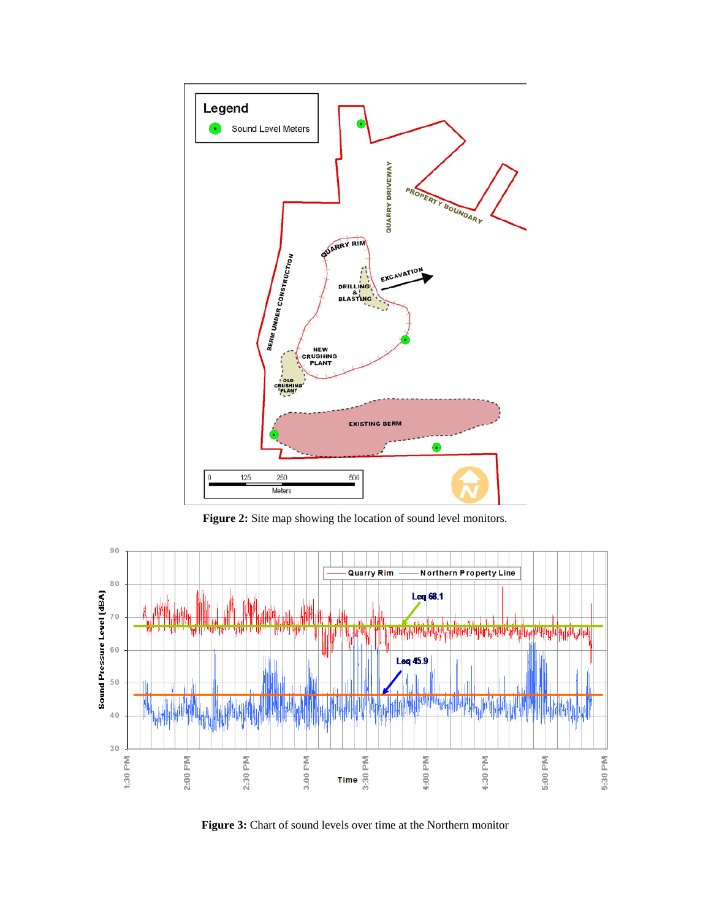**Figure 2:** Site map showing the location of sound level monitors.

**Figure 3:** Chart of sound levels over time at the Northern monitor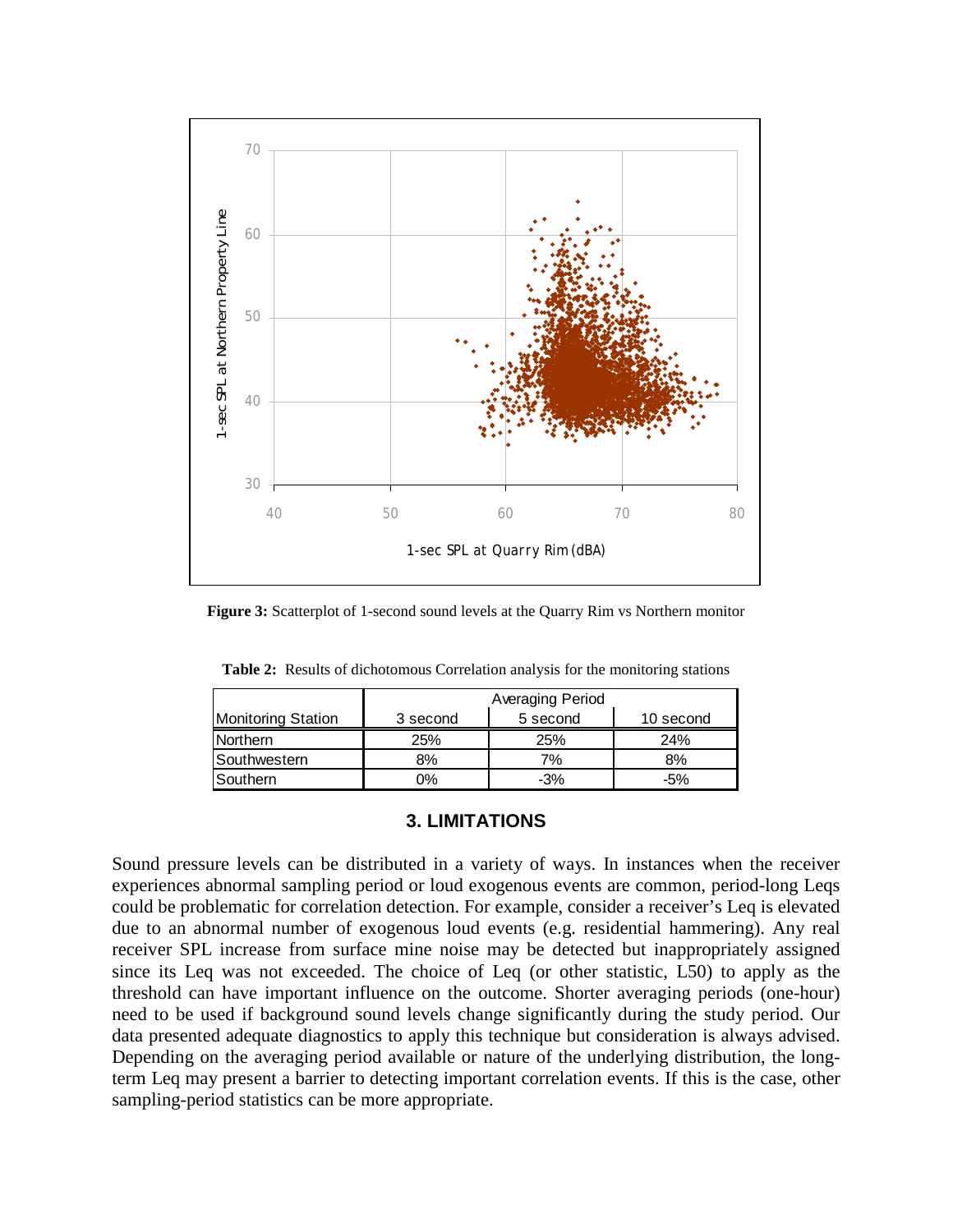**Figure 3:** Scatterplot of 1-second sound levels at the Quarry Rim vs Northern monitor

**Table 2:** Results of dichotomous Correlation analysis for the monitoring stations

| | Averaging Period | | |
|---|---|---|---|
| Monitoring Station | 3 second | 5 second | 10 second |
| Northern | 25% | 25% | 24% |
| Southwestern | 8% | 7% | 8% |
| Southern | 0% | -3% | -5% |

## 3. LIMITATIONS

Sound pressure levels can be distributed in a variety of ways. In instances when the receiver experiences abnormal sampling period or loud exogenous events are common, period-long Leqs could be problematic for correlation detection. For example, consider a receiver's Leq is elevated due to an abnormal number of exogenous loud events (e.g. residential hammering). Any real receiver SPL increase from surface mine noise may be detected but inappropriately assigned since its Leq was not exceeded. The choice of Leq (or other statistic, L50) to apply as the threshold can have important influence on the outcome. Shorter averaging periods (one-hour) need to be used if background sound levels change significantly during the study period. Our data presented adequate diagnostics to apply this technique but consideration is always advised. Depending on the averaging period available or nature of the underlying distribution, the long-term Leq may present a barrier to detecting important correlation events. If this is the case, other sampling-period statistics can be more appropriate.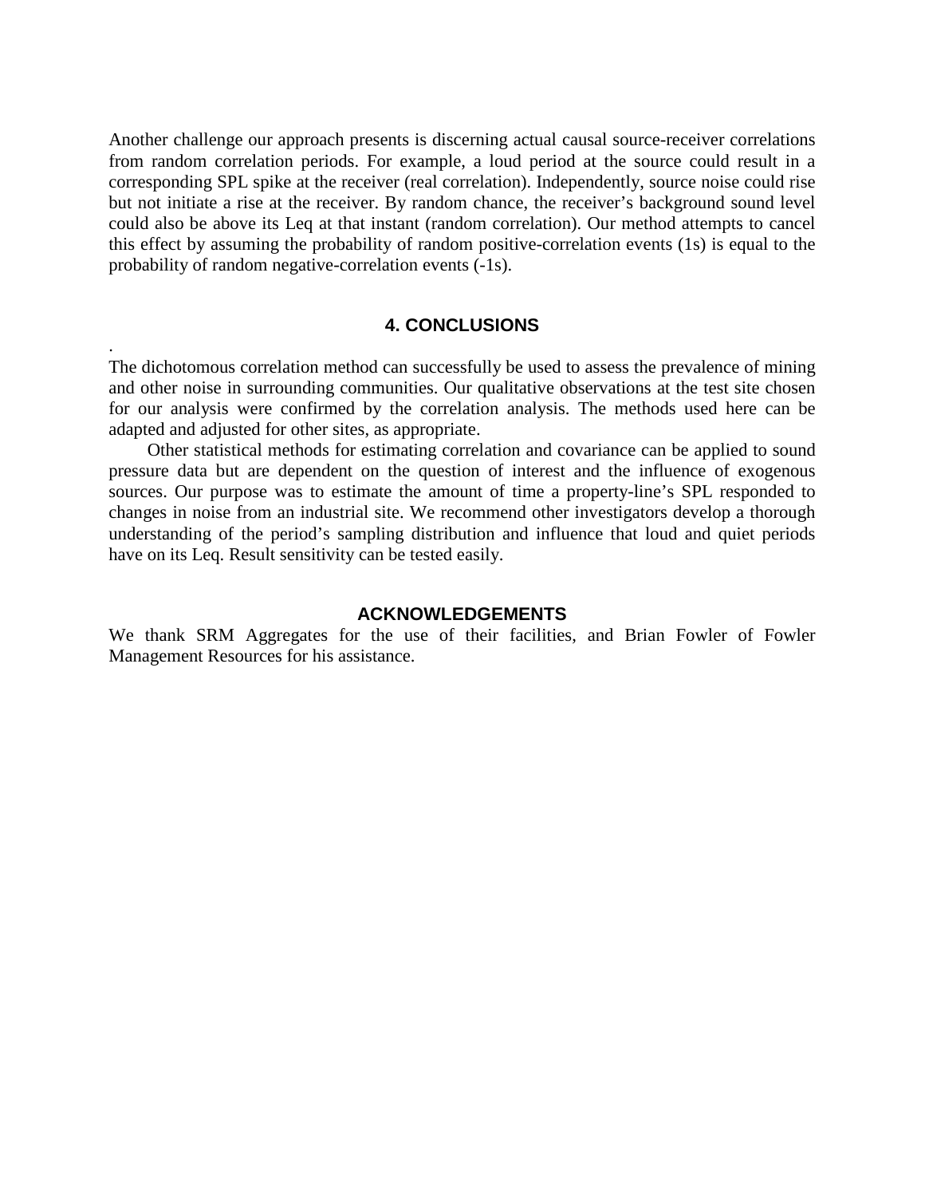Another challenge our approach presents is discerning actual causal source-receiver correlations from random correlation periods. For example, a loud period at the source could result in a corresponding SPL spike at the receiver (real correlation). Independently, source noise could rise but not initiate a rise at the receiver. By random chance, the receiver's background sound level could also be above its Leq at that instant (random correlation). Our method attempts to cancel this effect by assuming the probability of random positive-correlation events (1s) is equal to the probability of random negative-correlation events (-1s).

## 4. CONCLUSIONS

The dichotomous correlation method can successfully be used to assess the prevalence of mining and other noise in surrounding communities. Our qualitative observations at the test site chosen for our analysis were confirmed by the correlation analysis. The methods used here can be adapted and adjusted for other sites, as appropriate.

Other statistical methods for estimating correlation and covariance can be applied to sound pressure data but are dependent on the question of interest and the influence of exogenous sources. Our purpose was to estimate the amount of time a property-line's SPL responded to changes in noise from an industrial site. We recommend other investigators develop a thorough understanding of the period's sampling distribution and influence that loud and quiet periods have on its Leq. Result sensitivity can be tested easily.

## ACKNOWLEDGEMENTS

We thank SRM Aggregates for the use of their facilities, and Brian Fowler of Fowler Management Resources for his assistance.